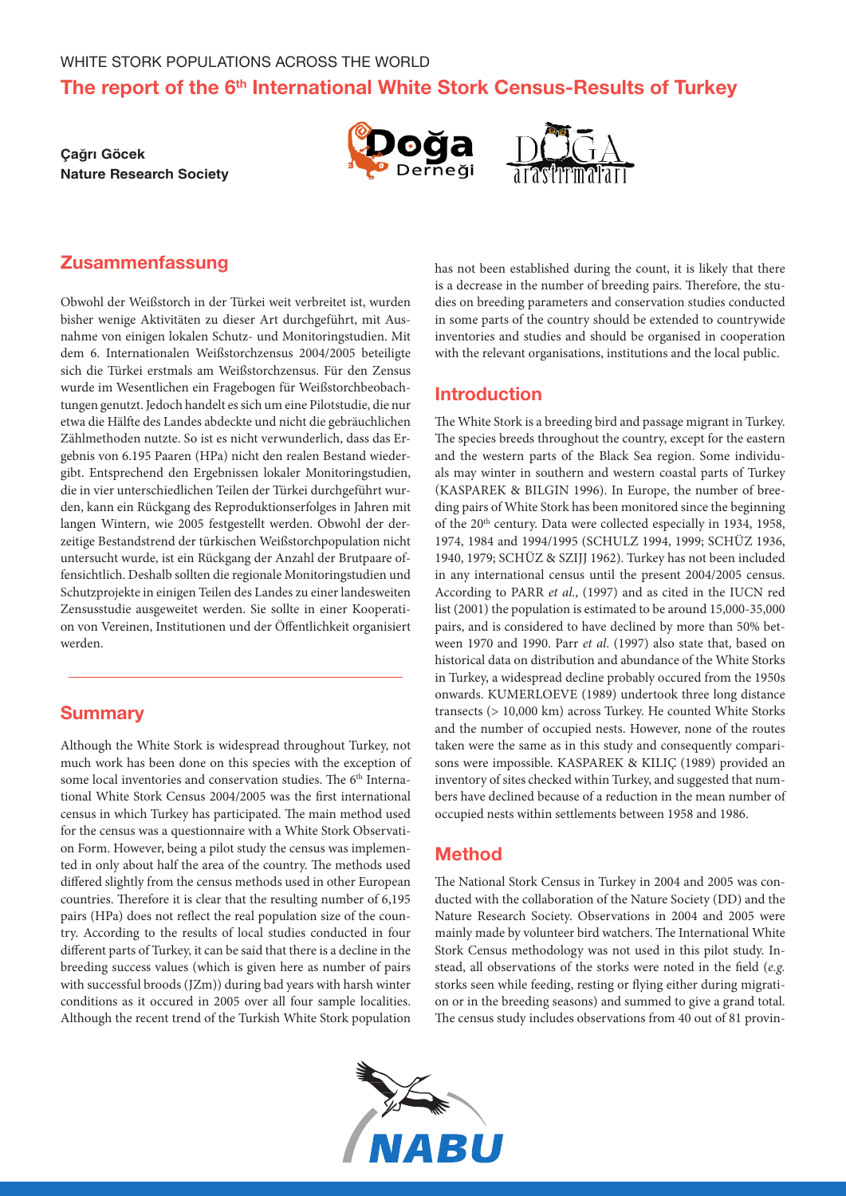WHITE STORK POPULATIONS ACROSS THE WORLD

# The report of the 6th International White Stork Census-Results of Turkey

**Çağrı Göcek**
**Nature Research Society**

## Zusammenfassung

Obwohl der Weißstorch in der Türkei weit verbreitet ist, wurden bisher wenige Aktivitäten zu dieser Art durchgeführt, mit Ausnahme von einigen lokalen Schutz- und Monitoringstudien. Mit dem 6. Internationalen Weißstorchzensus 2004/2005 beteiligte sich die Türkei erstmals am Weißstorchzensus. Für den Zensus wurde im Wesentlichen ein Fragebogen für Weißstorchbeobachtungen genutzt. Jedoch handelt es sich um eine Pilotstudie, die nur etwa die Hälfte des Landes abdeckte und nicht die gebräuchlichen Zählmethoden nutzte. So ist es nicht verwunderlich, dass das Ergebnis von 6.195 Paaren (HPa) nicht den realen Bestand wiedergibt. Entsprechend den Ergebnissen lokaler Monitoringstudien, die in vier unterschiedlichen Teilen der Türkei durchgeführt wurden, kann ein Rückgang des Reproduktionserfolges in Jahren mit langen Wintern, wie 2005 festgestellt werden. Obwohl der derzeitige Bestandstrend der türkischen Weißstorchpopulation nicht untersucht wurde, ist ein Rückgang der Anzahl der Brutpaare offensichtlich. Deshalb sollten die regionale Monitoringstudien und Schutzprojekte in einigen Teilen des Landes zu einer landesweiten Zensusstudie ausgeweitet werden. Sie sollte in einer Kooperation von Vereinen, Institutionen und der Öffentlichkeit organisiert werden.

## Summary

Although the White Stork is widespread throughout Turkey, not much work has been done on this species with the exception of some local inventories and conservation studies. The 6th International White Stork Census 2004/2005 was the first international census in which Turkey has participated. The main method used for the census was a questionnaire with a White Stork Observation Form. However, being a pilot study the census was implemented in only about half the area of the country. The methods used differed slightly from the census methods used in other European countries. Therefore it is clear that the resulting number of 6,195 pairs (HPa) does not reflect the real population size of the country. According to the results of local studies conducted in four different parts of Turkey, it can be said that there is a decline in the breeding success values (which is given here as number of pairs with successful broods (JZm)) during bad years with harsh winter conditions as it occured in 2005 over all four sample localities. Although the recent trend of the Turkish White Stork population has not been established during the count, it is likely that there is a decrease in the number of breeding pairs. Therefore, the studies on breeding parameters and conservation studies conducted in some parts of the country should be extended to countrywide inventories and studies and should be organised in cooperation with the relevant organisations, institutions and the local public.

## Introduction

The White Stork is a breeding bird and passage migrant in Turkey. The species breeds throughout the country, except for the eastern and the western parts of the Black Sea region. Some individuals may winter in southern and western coastal parts of Turkey (KASPAREK & BILGIN 1996). In Europe, the number of breeding pairs of White Stork has been monitored since the beginning of the 20th century. Data were collected especially in 1934, 1958, 1974, 1984 and 1994/1995 (SCHULZ 1994, 1999; SCHÜZ 1936, 1940, 1979; SCHÜZ & SZIJJ 1962). Turkey has not been included in any international census until the present 2004/2005 census. According to PARR *et al.*, (1997) and as cited in the IUCN red list (2001) the population is estimated to be around 15,000-35,000 pairs, and is considered to have declined by more than 50% between 1970 and 1990. Parr *et al.* (1997) also state that, based on historical data on distribution and abundance of the White Storks in Turkey, a widespread decline probably occured from the 1950s onwards. KUMERLOEVE (1989) undertook three long distance transects (> 10,000 km) across Turkey. He counted White Storks and the number of occupied nests. However, none of the routes taken were the same as in this study and consequently comparisons were impossible. KASPAREK & KILIÇ (1989) provided an inventory of sites checked within Turkey, and suggested that numbers have declined because of a reduction in the mean number of occupied nests within settlements between 1958 and 1986.

## Method

The National Stork Census in Turkey in 2004 and 2005 was conducted with the collaboration of the Nature Society (DD) and the Nature Research Society. Observations in 2004 and 2005 were mainly made by volunteer bird watchers. The International White Stork Census methodology was not used in this pilot study. Instead, all observations of the storks were noted in the field (*e.g.* storks seen while feeding, resting or flying either during migration or in the breeding seasons) and summed to give a grand total. The census study includes observations from 40 out of 81 provin-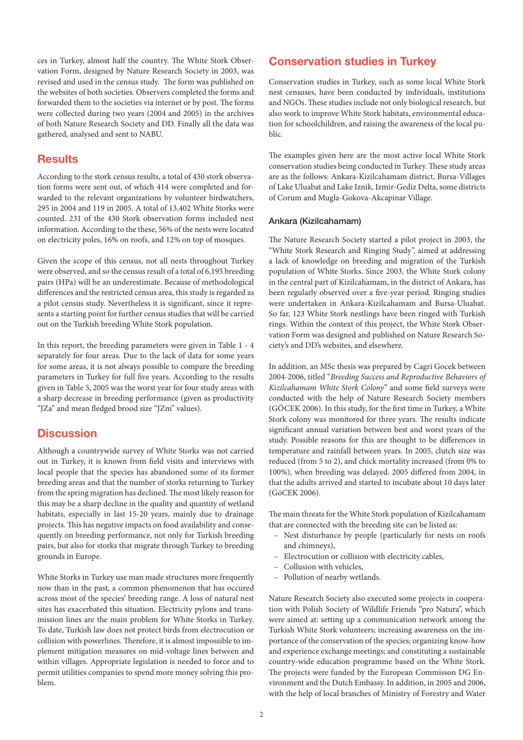ces in Turkey, almost half the country. The White Stork Observation Form, designed by Nature Research Society in 2003, was revised and used in the census study. The form was published on the websites of both societies. Observers completed the forms and forwarded them to the societies via internet or by post. The forms were collected during two years (2004 and 2005) in the archives of both Nature Research Society and DD. Finally all the data was gathered, analysed and sent to NABU.

## Results

According to the stork census results, a total of 430 stork observation forms were sent out, of which 414 were completed and forwarded to the relevant organizations by volunteer birdwatchers, 295 in 2004 and 119 in 2005. A total of 13,402 White Storks were counted. 231 of the 430 Stork observation forms included nest information. According to the these, 56% of the nests were located on electricity poles, 16% on roofs, and 12% on top of mosques.

Given the scope of this census, not all nests throughout Turkey were observed, and so the census result of a total of 6,195 breeding pairs (HPa) will be an underestimate. Because of methodological differences and the restricted census area, this study is regarded as a pilot census study. Nevertheless it is significant, since it represents a starting point for further census studies that will be carried out on the Turkish breeding White Stork population.

In this report, the breeding parameters were given in Table 1 - 4 separately for four areas. Due to the lack of data for some years for some areas, it is not always possible to compare the breeding parameters in Turkey for full five years. According to the results given in Table 5, 2005 was the worst year for four study areas with a sharp decrease in breeding performance (given as productivity "JZa" and mean fledged brood size "JZm" values).

## Discussion

Although a countrywide survey of White Storks was not carried out in Turkey, it is known from field visits and interviews with local people that the species has abandoned some of its former breeding areas and that the number of storks returning to Turkey from the spring migration has declined. The most likely reason for this may be a sharp decline in the quality and quantity of wetland habitats, especially in last 15-20 years, mainly due to drainage projects. This has negative impacts on food availability and consequently on breeding performance, not only for Turkish breeding pairs, but also for storks that migrate through Turkey to breeding grounds in Europe.

White Storks in Turkey use man made structures more frequently now than in the past, a common phenomenon that has occured across most of the species' breeding range. A loss of natural nest sites has exacerbated this situation. Electricity pylons and transmission lines are the main problem for White Storks in Turkey. To date, Turkish law does not protect birds from electrocution or collision with powerlines. Therefore, it is almost impossible to implement mitigation measures on mid-voltage lines between and within villages. Appropriate legislation is needed to force and to permit utilities companies to spend more money solving this problem.

## Conservation studies in Turkey

Conservation studies in Turkey, such as some local White Stork nest censuses, have been conducted by individuals, institutions and NGOs. These studies include not only biological research, but also work to improve White Stork habitats, environmental education for schoolchildren, and raising the awareness of the local public.

The examples given here are the most active local White Stork conservation studies being conducted in Turkey. These study areas are as the follows: Ankara-Kizilcahamam district, Bursa-Villages of Lake Uluabat and Lake Iznik, Izmir-Gediz Delta, some districts of Corum and Mugla-Gokova-Akcapinar Village.

### Ankara (Kizilcahamam)

The Nature Research Society started a pilot project in 2003, the "White Stork Research and Ringing Study", aimed at addressing a lack of knowledge on breeding and migration of the Turkish population of White Storks. Since 2003, the White Stork colony in the central part of Kizilcahamam, in the district of Ankara, has been regularly observed over a five-year period. Ringing studies were undertaken in Ankara-Kizilcahamam and Bursa-Uluabat. So far, 123 White Stork nestlings have been ringed with Turkish rings. Within the context of this project, the White Stork Observation Form was designed and published on Nature Research Society's and DD's websites, and elsewhere.

In addition, an MSc thesis was prepared by Cagri Gocek between 2004-2006, titled "*Breeding Success and Reproductive Behaviors of Kizilcahamam White Stork Colony*" and some field surveys were conducted with the help of Nature Research Society members (GÖCEK 2006). In this study, for the first time in Turkey, a White Stork colony was monitored for three years. The results indicate significant annual variation between best and worst years of the study. Possible reasons for this are thought to be differences in temperature and rainfall between years. In 2005, clutch size was reduced (from 5 to 2), and chick mortality increased (from 0% to 100%), when breeding was delayed. 2005 differed from 2004, in that the adults arrived and started to incubate about 10 days later (GöCEK 2006).

The main threats for the White Stork population of Kizilcahamam that are connected with the breeding site can be listed as:

- Nest disturbance by people (particularly for nests on roofs and chimneys),
- Electrocution or collision with electricity cables,
- Collusion with vehicles,
- Pollution of nearby wetlands.

Nature Research Society also executed some projects in cooperation with Polish Society of Wildlife Friends "pro Natura", which were aimed at: setting up a communication network among the Turkish White Stork volunteers; increasing awareness on the importance of the conservation of the species; organizing know-how and experience exchange meetings; and constituting a sustainable country-wide education programme based on the White Stork. The projects were funded by the European Commisson DG Environment and the Dutch Embassy. In addition, in 2005 and 2006, with the help of local branches of Ministry of Forestry and Water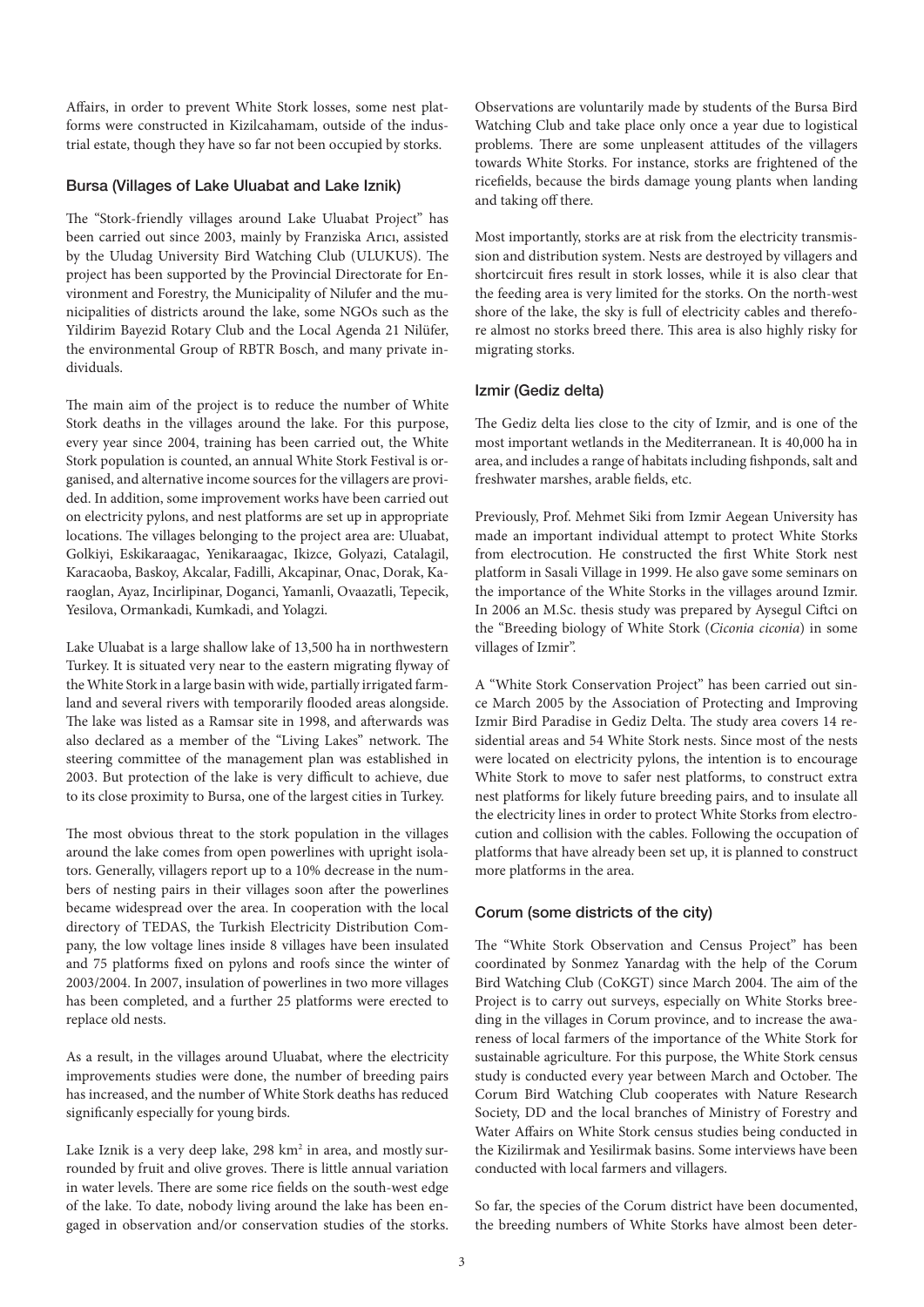Affairs, in order to prevent White Stork losses, some nest platforms were constructed in Kizilcahamam, outside of the industrial estate, though they have so far not been occupied by storks.

### Bursa (Villages of Lake Uluabat and Lake Iznik)

The "Stork-friendly villages around Lake Uluabat Project" has been carried out since 2003, mainly by Franziska Arıcı, assisted by the Uludag University Bird Watching Club (ULUKUS). The project has been supported by the Provincial Directorate for Environment and Forestry, the Municipality of Nilufer and the municipalities of districts around the lake, some NGOs such as the Yildirim Bayezid Rotary Club and the Local Agenda 21 Nilüfer, the environmental Group of RBTR Bosch, and many private individuals.

The main aim of the project is to reduce the number of White Stork deaths in the villages around the lake. For this purpose, every year since 2004, training has been carried out, the White Stork population is counted, an annual White Stork Festival is organised, and alternative income sources for the villagers are provided. In addition, some improvement works have been carried out on electricity pylons, and nest platforms are set up in appropriate locations. The villages belonging to the project area are: Uluabat, Golkiyi, Eskikaraagac, Yenikaraagac, Ikizce, Golyazi, Catalagil, Karacaoba, Baskoy, Akcalar, Fadilli, Akcapinar, Onac, Dorak, Karaoglan, Ayaz, Incirlipinar, Doganci, Yamanli, Ovaazatli, Tepecik, Yesilova, Ormankadi, Kumkadi, and Yolagzi.

Lake Uluabat is a large shallow lake of 13,500 ha in northwestern Turkey. It is situated very near to the eastern migrating flyway of the White Stork in a large basin with wide, partially irrigated farmland and several rivers with temporarily flooded areas alongside. The lake was listed as a Ramsar site in 1998, and afterwards was also declared as a member of the "Living Lakes" network. The steering committee of the management plan was established in 2003. But protection of the lake is very difficult to achieve, due to its close proximity to Bursa, one of the largest cities in Turkey.

The most obvious threat to the stork population in the villages around the lake comes from open powerlines with upright isolators. Generally, villagers report up to a 10% decrease in the numbers of nesting pairs in their villages soon after the powerlines became widespread over the area. In cooperation with the local directory of TEDAS, the Turkish Electricity Distribution Company, the low voltage lines inside 8 villages have been insulated and 75 platforms fixed on pylons and roofs since the winter of 2003/2004. In 2007, insulation of powerlines in two more villages has been completed, and a further 25 platforms were erected to replace old nests.

As a result, in the villages around Uluabat, where the electricity improvements studies were done, the number of breeding pairs has increased, and the number of White Stork deaths has reduced significantly especially for young birds.

Lake Iznik is a very deep lake, 298 km² in area, and mostly surrounded by fruit and olive groves. There is little annual variation in water levels. There are some rice fields on the south-west edge of the lake. To date, nobody living around the lake has been engaged in observation and/or conservation studies of the storks. Observations are voluntarily made by students of the Bursa Bird Watching Club and take place only once a year due to logistical problems. There are some unpleasant attitudes of the villagers towards White Storks. For instance, storks are frightened of the ricefields, because the birds damage young plants when landing and taking off there.

Most importantly, storks are at risk from the electricity transmission and distribution system. Nests are destroyed by villagers and shortcircuit fires result in stork losses, while it is also clear that the feeding area is very limited for the storks. On the north-west shore of the lake, the sky is full of electricity cables and therefore almost no storks breed there. This area is also highly risky for migrating storks.

### Izmir (Gediz delta)

The Gediz delta lies close to the city of Izmir, and is one of the most important wetlands in the Mediterranean. It is 40,000 ha in area, and includes a range of habitats including fishponds, salt and freshwater marshes, arable fields, etc.

Previously, Prof. Mehmet Siki from Izmir Aegean University has made an important individual attempt to protect White Storks from electrocution. He constructed the first White Stork nest platform in Sasali Village in 1999. He also gave some seminars on the importance of the White Storks in the villages around Izmir. In 2006 an M.Sc. thesis study was prepared by Aysegul Ciftci on the "Breeding biology of White Stork (*Ciconia ciconia*) in some villages of Izmir".

A "White Stork Conservation Project" has been carried out since March 2005 by the Association of Protecting and Improving Izmir Bird Paradise in Gediz Delta. The study area covers 14 residential areas and 54 White Stork nests. Since most of the nests were located on electricity pylons, the intention is to encourage White Stork to move to safer nest platforms, to construct extra nest platforms for likely future breeding pairs, and to insulate all the electricity lines in order to protect White Storks from electrocution and collision with the cables. Following the occupation of platforms that have already been set up, it is planned to construct more platforms in the area.

### Corum (some districts of the city)

The "White Stork Observation and Census Project" has been coordinated by Sonmez Yanardag with the help of the Corum Bird Watching Club (CoKGT) since March 2004. The aim of the Project is to carry out surveys, especially on White Storks breeding in the villages in Corum province, and to increase the awareness of local farmers of the importance of the White Stork for sustainable agriculture. For this purpose, the White Stork census study is conducted every year between March and October. The Corum Bird Watching Club cooperates with Nature Research Society, DD and the local branches of Ministry of Forestry and Water Affairs on White Stork census studies being conducted in the Kizilirmak and Yesilirmak basins. Some interviews have been conducted with local farmers and villagers.

So far, the species of the Corum district have been documented, the breeding numbers of White Storks have almost been deter-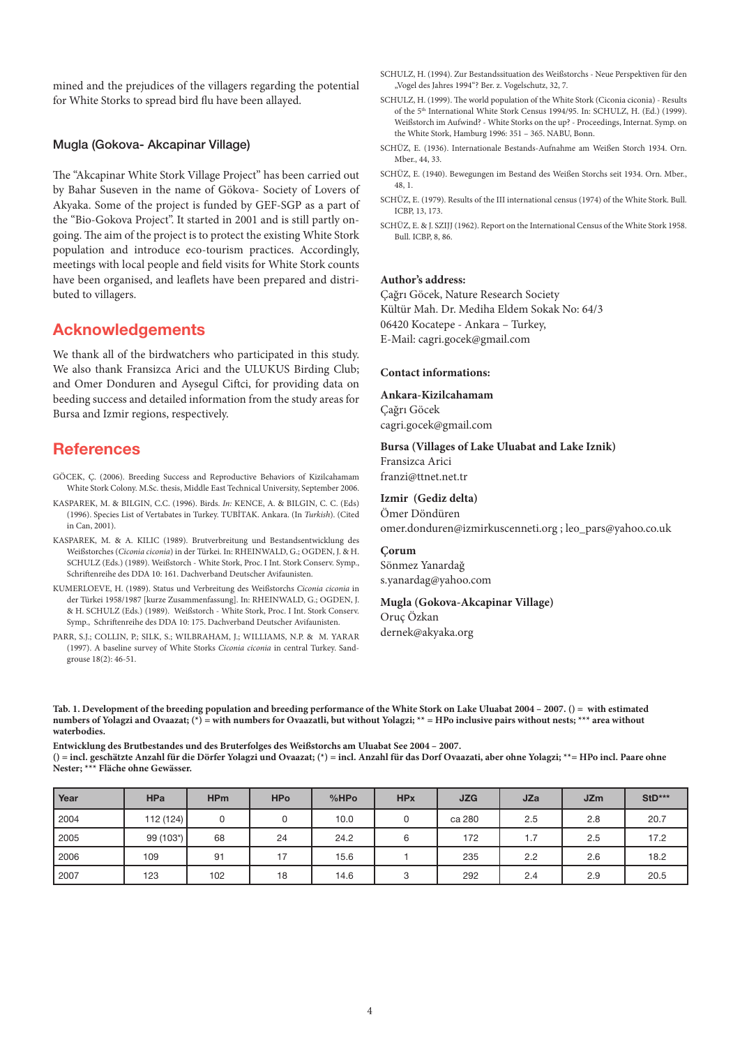mined and the prejudices of the villagers regarding the potential for White Storks to spread bird flu have been allayed.

### Mugla (Gokova- Akcapinar Village)

The "Akcapinar White Stork Village Project" has been carried out by Bahar Suseven in the name of Gökova- Society of Lovers of Akyaka. Some of the project is funded by GEF-SGP as a part of the "Bio-Gokova Project". It started in 2001 and is still partly ongoing. The aim of the project is to protect the existing White Stork population and introduce eco-tourism practices. Accordingly, meetings with local people and field visits for White Stork counts have been organised, and leaflets have been prepared and distributed to villagers.

## Acknowledgements

We thank all of the birdwatchers who participated in this study. We also thank Fransizca Arici and the ULUKUS Birding Club; and Omer Donduren and Aysegul Ciftci, for providing data on beeding success and detailed information from the study areas for Bursa and Izmir regions, respectively.

## References

GÖCEK, Ç. (2006). Breeding Success and Reproductive Behaviors of Kizilcahamam White Stork Colony. M.Sc. thesis, Middle East Technical University, September 2006.

KASPAREK, M. & BILGIN, C.C. (1996). Birds. *In*: KENCE, A. & BILGIN, C. C. (Eds) (1996). Species List of Vertabates in Turkey. TUBİTAK. Ankara. (In *Turkish*). (Cited in Can, 2001).

KASPAREK, M. & A. KILIC (1989). Brutverbreitung und Bestandsentwicklung des Weißstorches (*Ciconia ciconia*) in der Türkei. In: RHEINWALD, G.; OGDEN, J. & H. SCHULZ (Eds.) (1989). Weißstorch - White Stork, Proc. I Int. Stork Conserv. Symp., Schriftenreihe des DDA 10: 161. Dachverband Deutscher Avifaunisten.

KUMERLOEVE, H. (1989). Status und Verbreitung des Weißstorchs *Ciconia ciconia* in der Türkei 1958/1987 [kurze Zusammenfassung]. In: RHEINWALD, G.; OGDEN, J. & H. SCHULZ (Eds.) (1989). Weißstorch - White Stork, Proc. I Int. Stork Conserv. Symp., Schriftenreihe des DDA 10: 175. Dachverband Deutscher Avifaunisten.

PARR, S.J.; COLLIN, P.; SILK, S.; WILBRAHAM, J.; WILLIAMS, N.P. & M. YARAR (1997). A baseline survey of White Storks *Ciconia ciconia* in central Turkey. Sandgrouse 18(2): 46-51.

SCHULZ, H. (1994). Zur Bestandssituation des Weißstorchs - Neue Perspektiven für den „Vogel des Jahres 1994"? Ber. z. Vogelschutz, 32, 7.

SCHULZ, H. (1999). The world population of the White Stork (Ciconia ciconia) - Results of the 5th International White Stork Census 1994/95. In: SCHULZ, H. (Ed.) (1999). Weißstorch im Aufwind? - White Storks on the up? - Proceedings, Internat. Symp. on the White Stork, Hamburg 1996: 351 – 365. NABU, Bonn.

SCHÜZ, E. (1936). Internationale Bestands-Aufnahme am Weißen Storch 1934. Orn. Mber., 44, 33.

SCHÜZ, E. (1940). Bewegungen im Bestand des Weißen Storchs seit 1934. Orn. Mber., 48, 1.

SCHÜZ, E. (1979). Results of the III international census (1974) of the White Stork. Bull. ICBP, 13, 173.

SCHÜZ, E. & J. SZIJJ (1962). Report on the International Census of the White Stork 1958. Bull. ICBP, 8, 86.

**Author's address:**

Çağrı Göcek, Nature Research Society
Kültür Mah. Dr. Mediha Eldem Sokak No: 64/3
06420 Kocatepe - Ankara – Turkey,
E-Mail: cagri.gocek@gmail.com

**Contact informations:**

**Ankara-Kizilcahamam**
Çağrı Göcek
cagri.gocek@gmail.com

**Bursa (Villages of Lake Uluabat and Lake Iznik)**
Fransizca Arici
franzi@ttnet.net.tr

**Izmir (Gediz delta)**
Ömer Döndüren
omer.donduren@izmirkuscenneti.org ; leo_pars@yahoo.co.uk

**Çorum**
Sönmez Yanardağ
s.yanardag@yahoo.com

**Mugla (Gokova-Akcapinar Village)**
Oruç Özkan
dernek@akyaka.org

**Tab. 1. Development of the breeding population and breeding performance of the White Stork on Lake Uluabat 2004 – 2007. () = with estimated numbers of Yolagzi and Ovaazat; (*) = with numbers for Ovaazatli, but without Yolagzi; ** = HPo inclusive pairs without nests; *** area without waterbodies.**

**Entwicklung des Brutbestandes und des Bruterfolges des Weißstorchs am Uluabat See 2004 – 2007.
() = incl. geschätzte Anzahl für die Dörfer Yolagzi und Ovaazat; (*) = incl. Anzahl für das Dorf Ovaazati, aber ohne Yolagzi; **= HPo incl. Paare ohne Nester; *** Fläche ohne Gewässer.**

| Year | HPa | HPm | HPo | %HPo | HPx | JZG | JZa | JZm | StD*** |
|---|---|---|---|---|---|---|---|---|---|
| 2004 | 112 (124) | 0 | 0 | 10.0 | 0 | ca 280 | 2.5 | 2.8 | 20.7 |
| 2005 | 99 (103*) | 68 | 24 | 24.2 | 6 | 172 | 1.7 | 2.5 | 17.2 |
| 2006 | 109 | 91 | 17 | 15.6 | 1 | 235 | 2.2 | 2.6 | 18.2 |
| 2007 | 123 | 102 | 18 | 14.6 | 3 | 292 | 2.4 | 2.9 | 20.5 |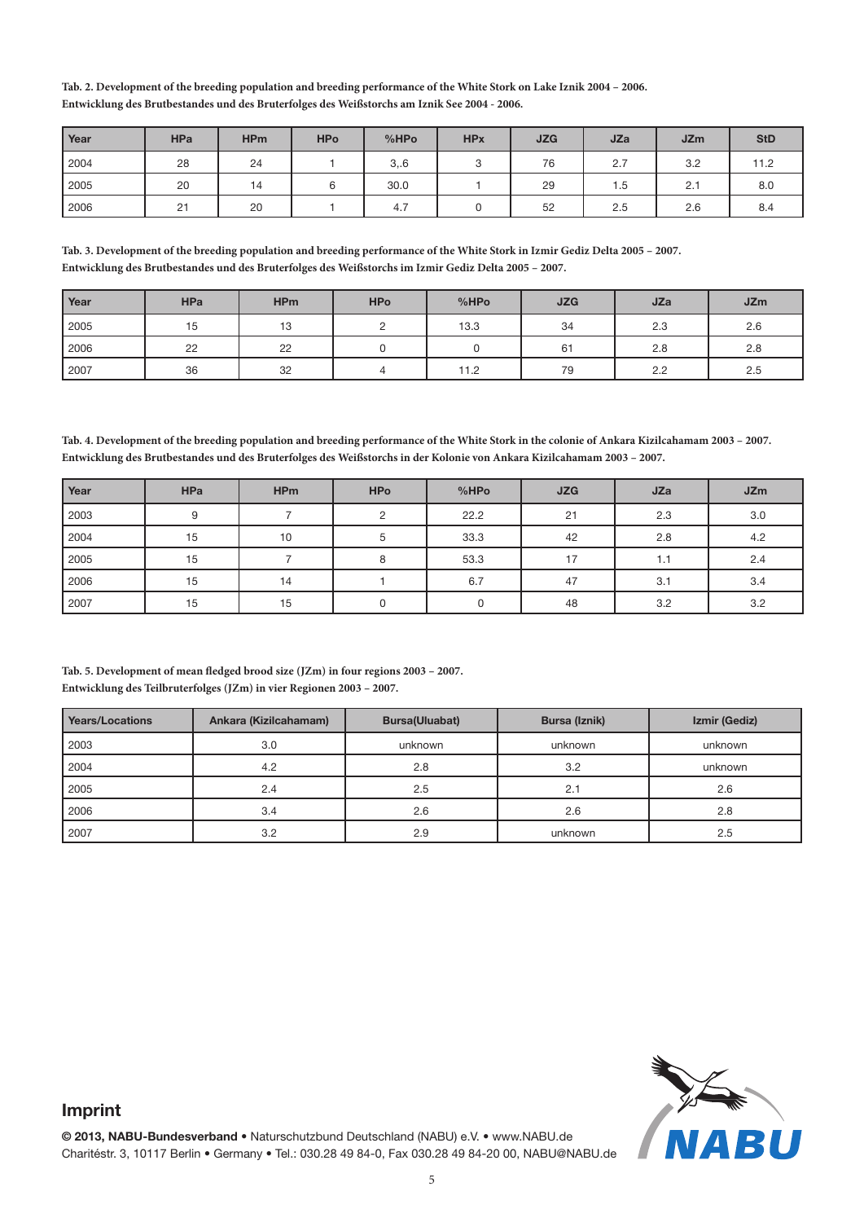**Tab. 2. Development of the breeding population and breeding performance of the White Stork on Lake Iznik 2004 – 2006.**
**Entwicklung des Brutbestandes und des Bruterfolges des Weißstorchs am Iznik See 2004 - 2006.**

| Year | HPa | HPm | HPo | %HPo | HPx | JZG | JZa | JZm | StD |
|---|---|---|---|---|---|---|---|---|---|
| 2004 | 28 | 24 | 1 | 3,.6 | 3 | 76 | 2.7 | 3.2 | 11.2 |
| 2005 | 20 | 14 | 6 | 30.0 | 1 | 29 | 1.5 | 2.1 | 8.0 |
| 2006 | 21 | 20 | 1 | 4.7 | 0 | 52 | 2.5 | 2.6 | 8.4 |

**Tab. 3. Development of the breeding population and breeding performance of the White Stork in Izmir Gediz Delta 2005 – 2007.**
**Entwicklung des Brutbestandes und des Bruterfolges des Weißstorchs im Izmir Gediz Delta 2005 – 2007.**

| Year | HPa | HPm | HPo | %HPo | JZG | JZa | JZm |
|---|---|---|---|---|---|---|---|
| 2005 | 15 | 13 | 2 | 13.3 | 34 | 2.3 | 2.6 |
| 2006 | 22 | 22 | 0 | 0 | 61 | 2.8 | 2.8 |
| 2007 | 36 | 32 | 4 | 11.2 | 79 | 2.2 | 2.5 |

**Tab. 4. Development of the breeding population and breeding performance of the White Stork in the colonie of Ankara Kizilcahamam 2003 – 2007.**
**Entwicklung des Brutbestandes und des Bruterfolges des Weißstorchs in der Kolonie von Ankara Kizilcahamam 2003 – 2007.**

| Year | HPa | HPm | HPo | %HPo | JZG | JZa | JZm |
|---|---|---|---|---|---|---|---|
| 2003 | 9 | 7 | 2 | 22.2 | 21 | 2.3 | 3.0 |
| 2004 | 15 | 10 | 5 | 33.3 | 42 | 2.8 | 4.2 |
| 2005 | 15 | 7 | 8 | 53.3 | 17 | 1.1 | 2.4 |
| 2006 | 15 | 14 | 1 | 6.7 | 47 | 3.1 | 3.4 |
| 2007 | 15 | 15 | 0 | 0 | 48 | 3.2 | 3.2 |

**Tab. 5. Development of mean fledged brood size (JZm) in four regions 2003 – 2007.**
**Entwicklung des Teilbruterfolges (JZm) in vier Regionen 2003 – 2007.**

| Years/Locations | Ankara (Kizilcahamam) | Bursa(Uluabat) | Bursa (Iznik) | Izmir (Gediz) |
|---|---|---|---|---|
| 2003 | 3.0 | unknown | unknown | unknown |
| 2004 | 4.2 | 2.8 | 3.2 | unknown |
| 2005 | 2.4 | 2.5 | 2.1 | 2.6 |
| 2006 | 3.4 | 2.6 | 2.6 | 2.8 |
| 2007 | 3.2 | 2.9 | unknown | 2.5 |

## Imprint

**© 2013, NABU-Bundesverband** • Naturschutzbund Deutschland (NABU) e.V. • www.NABU.de
Charitéstr. 3, 10117 Berlin • Germany • Tel.: 030.28 49 84-0, Fax 030.28 49 84-20 00, NABU@NABU.de

NABU